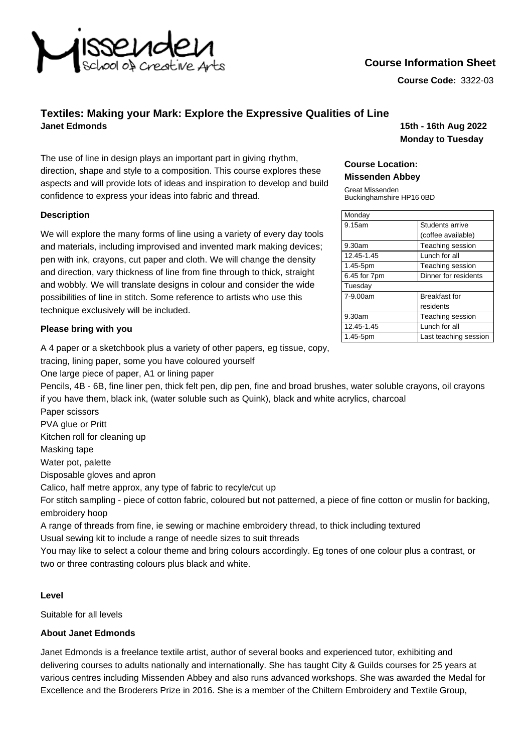Missenden School of Creative Arts

## Course Information Sheet

**Course Code:** 3322-03

# Textiles: Making your Mark: Explore the Expressive Qualities of Line

**Janet Edmonds**

**15th - 16th Aug 2022**
**Monday to Tuesday**

The use of line in design plays an important part in giving rhythm, direction, shape and style to a composition. This course explores these aspects and will provide lots of ideas and inspiration to develop and build confidence to express your ideas into fabric and thread.

**Course Location:**
**Missenden Abbey**

Great Missenden
Buckinghamshire HP16 0BD

| Monday | |
|---|---|
| 9.15am | Students arrive (coffee available) |
| 9.30am | Teaching session |
| 12.45-1.45 | Lunch for all |
| 1.45-5pm | Teaching session |
| 6.45 for 7pm | Dinner for residents |
| Tuesday | |
| 7-9.00am | Breakfast for residents |
| 9.30am | Teaching session |
| 12.45-1.45 | Lunch for all |
| 1.45-5pm | Last teaching session |

### Description

We will explore the many forms of line using a variety of every day tools and materials, including improvised and invented mark making devices; pen with ink, crayons, cut paper and cloth. We will change the density and direction, vary thickness of line from fine through to thick, straight and wobbly. We will translate designs in colour and consider the wide possibilities of line in stitch. Some reference to artists who use this technique exclusively will be included.

### Please bring with you

A 4 paper or a sketchbook plus a variety of other papers, eg tissue, copy, tracing, lining paper, some you have coloured yourself
One large piece of paper, A1 or lining paper
Pencils, 4B - 6B, fine liner pen, thick felt pen, dip pen, fine and broad brushes, water soluble crayons, oil crayons if you have them, black ink, (water soluble such as Quink), black and white acrylics, charcoal
Paper scissors
PVA glue or Pritt
Kitchen roll for cleaning up
Masking tape
Water pot, palette
Disposable gloves and apron
Calico, half metre approx, any type of fabric to recyle/cut up
For stitch sampling - piece of cotton fabric, coloured but not patterned, a piece of fine cotton or muslin for backing, embroidery hoop
A range of threads from fine, ie sewing or machine embroidery thread, to thick including textured
Usual sewing kit to include a range of needle sizes to suit threads
You may like to select a colour theme and bring colours accordingly. Eg tones of one colour plus a contrast, or two or three contrasting colours plus black and white.

### Level

Suitable for all levels

### About Janet Edmonds

Janet Edmonds is a freelance textile artist, author of several books and experienced tutor, exhibiting and delivering courses to adults nationally and internationally. She has taught City & Guilds courses for 25 years at various centres including Missenden Abbey and also runs advanced workshops. She was awarded the Medal for Excellence and the Broderers Prize in 2016. She is a member of the Chiltern Embroidery and Textile Group,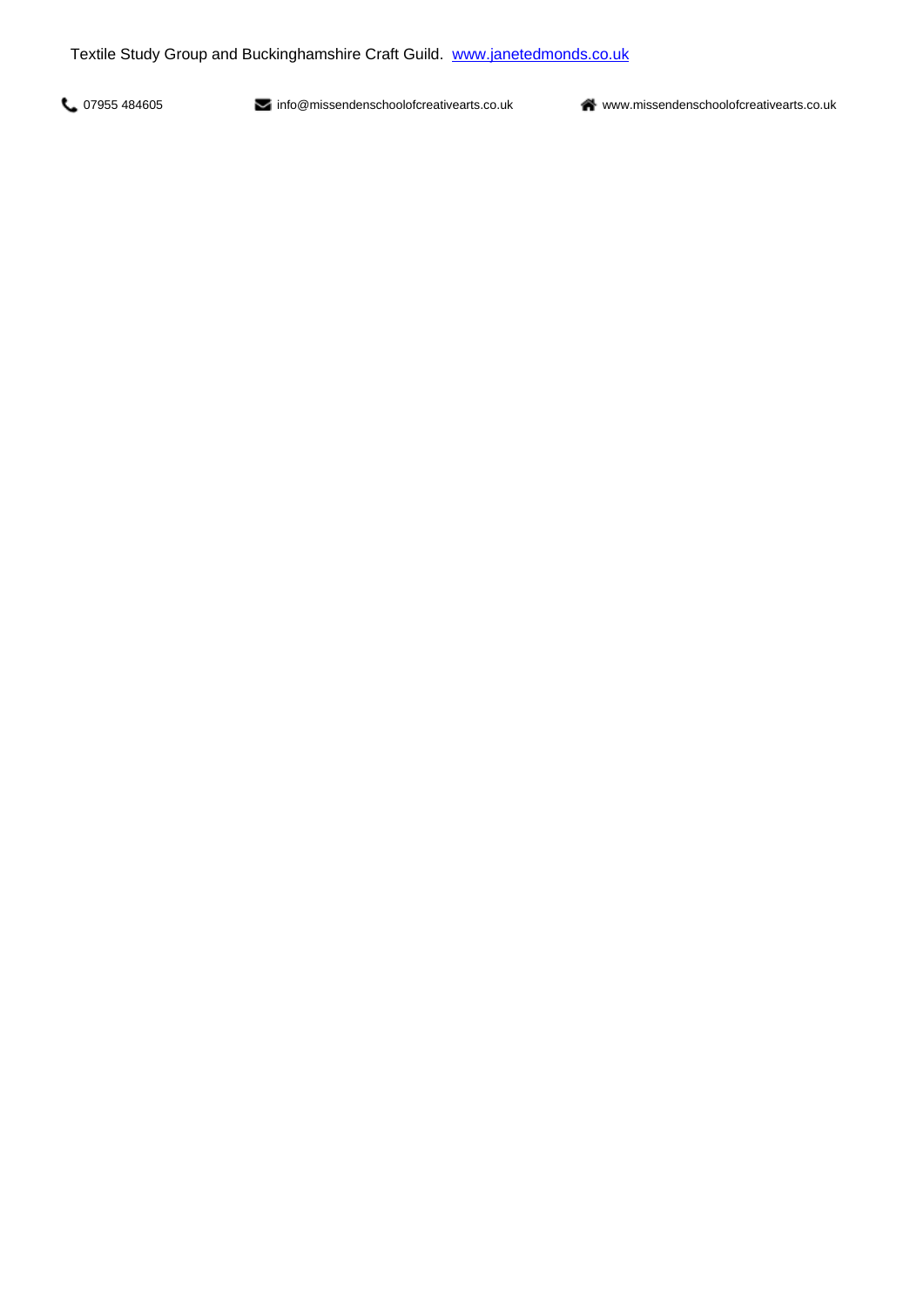Textile Study Group and Buckinghamshire Craft Guild. [www.janetedmonds.co.uk](http://www.janetedmonds.co.uk)

07955 484605 info@missendenschoolofcreativearts.co.uk www.missendenschoolofcreativearts.co.uk